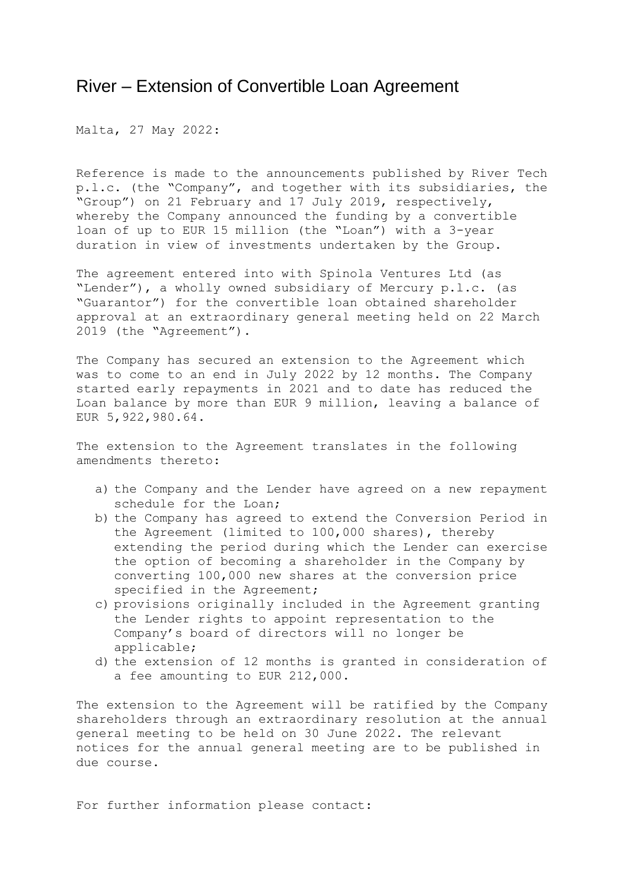# River – Extension of Convertible Loan Agreement

Malta, 27 May 2022:

Reference is made to the announcements published by River Tech p.l.c. (the "Company", and together with its subsidiaries, the "Group") on 21 February and 17 July 2019, respectively, whereby the Company announced the funding by a convertible loan of up to EUR 15 million (the "Loan") with a 3-year duration in view of investments undertaken by the Group.

The agreement entered into with Spinola Ventures Ltd (as "Lender"), a wholly owned subsidiary of Mercury p.l.c. (as "Guarantor") for the convertible loan obtained shareholder approval at an extraordinary general meeting held on 22 March 2019 (the "Agreement").

The Company has secured an extension to the Agreement which was to come to an end in July 2022 by 12 months. The Company started early repayments in 2021 and to date has reduced the Loan balance by more than EUR 9 million, leaving a balance of EUR 5,922,980.64.

The extension to the Agreement translates in the following amendments thereto:

a) the Company and the Lender have agreed on a new repayment schedule for the Loan;
b) the Company has agreed to extend the Conversion Period in the Agreement (limited to 100,000 shares), thereby extending the period during which the Lender can exercise the option of becoming a shareholder in the Company by converting 100,000 new shares at the conversion price specified in the Agreement;
c) provisions originally included in the Agreement granting the Lender rights to appoint representation to the Company's board of directors will no longer be applicable;
d) the extension of 12 months is granted in consideration of a fee amounting to EUR 212,000.

The extension to the Agreement will be ratified by the Company shareholders through an extraordinary resolution at the annual general meeting to be held on 30 June 2022. The relevant notices for the annual general meeting are to be published in due course.

For further information please contact: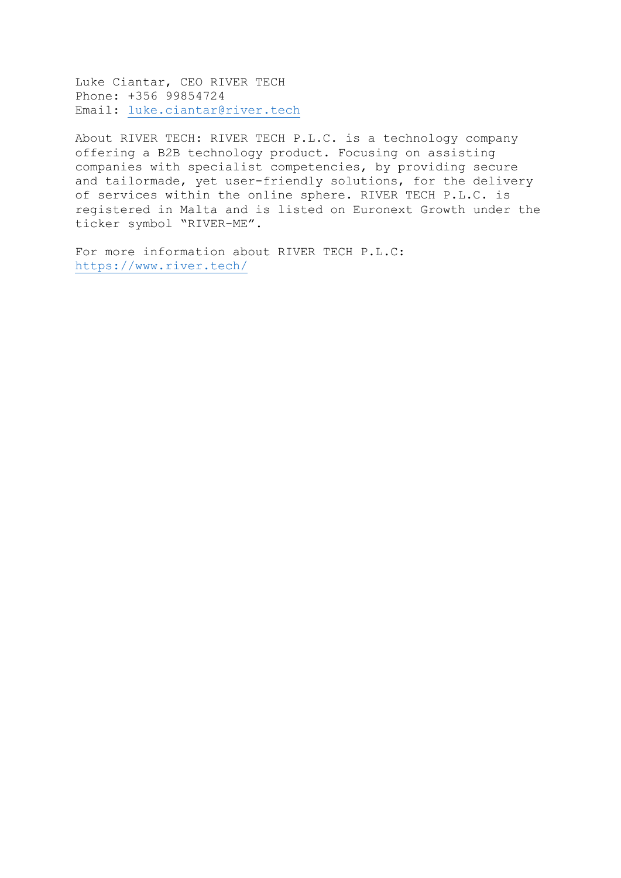Luke Ciantar, CEO RIVER TECH
Phone: +356 99854724
Email: luke.ciantar@river.tech

About RIVER TECH: RIVER TECH P.L.C. is a technology company offering a B2B technology product. Focusing on assisting companies with specialist competencies, by providing secure and tailormade, yet user-friendly solutions, for the delivery of services within the online sphere. RIVER TECH P.L.C. is registered in Malta and is listed on Euronext Growth under the ticker symbol "RIVER-ME".

For more information about RIVER TECH P.L.C: https://www.river.tech/